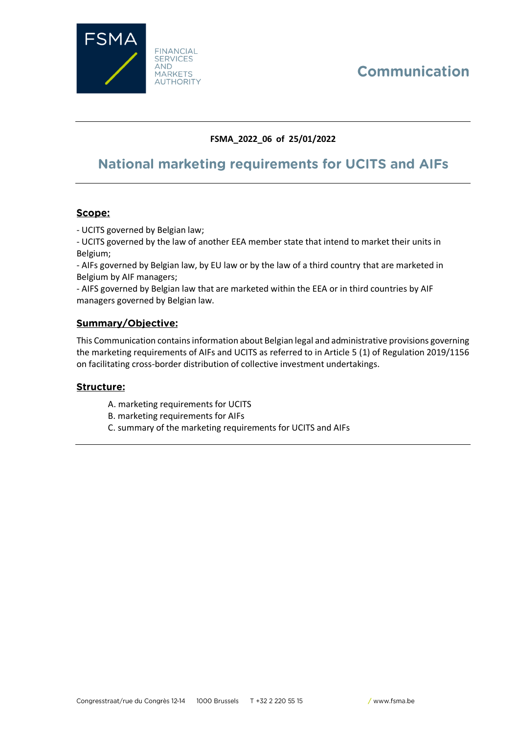FSMA

FINANCIAL SERVICES AND MARKETS AUTHORITY

Communication

**FSMA_2022_06 of 25/01/2022**

# National marketing requirements for UCITS and AIFs

## Scope:

- UCITS governed by Belgian law;
- UCITS governed by the law of another EEA member state that intend to market their units in Belgium;
- AIFs governed by Belgian law, by EU law or by the law of a third country that are marketed in Belgium by AIF managers;
- AIFS governed by Belgian law that are marketed within the EEA or in third countries by AIF managers governed by Belgian law.

## Summary/Objective:

This Communication contains information about Belgian legal and administrative provisions governing the marketing requirements of AIFs and UCITS as referred to in Article 5 (1) of Regulation 2019/1156 on facilitating cross-border distribution of collective investment undertakings.

## Structure:

A. marketing requirements for UCITS
B. marketing requirements for AIFs
C. summary of the marketing requirements for UCITS and AIFs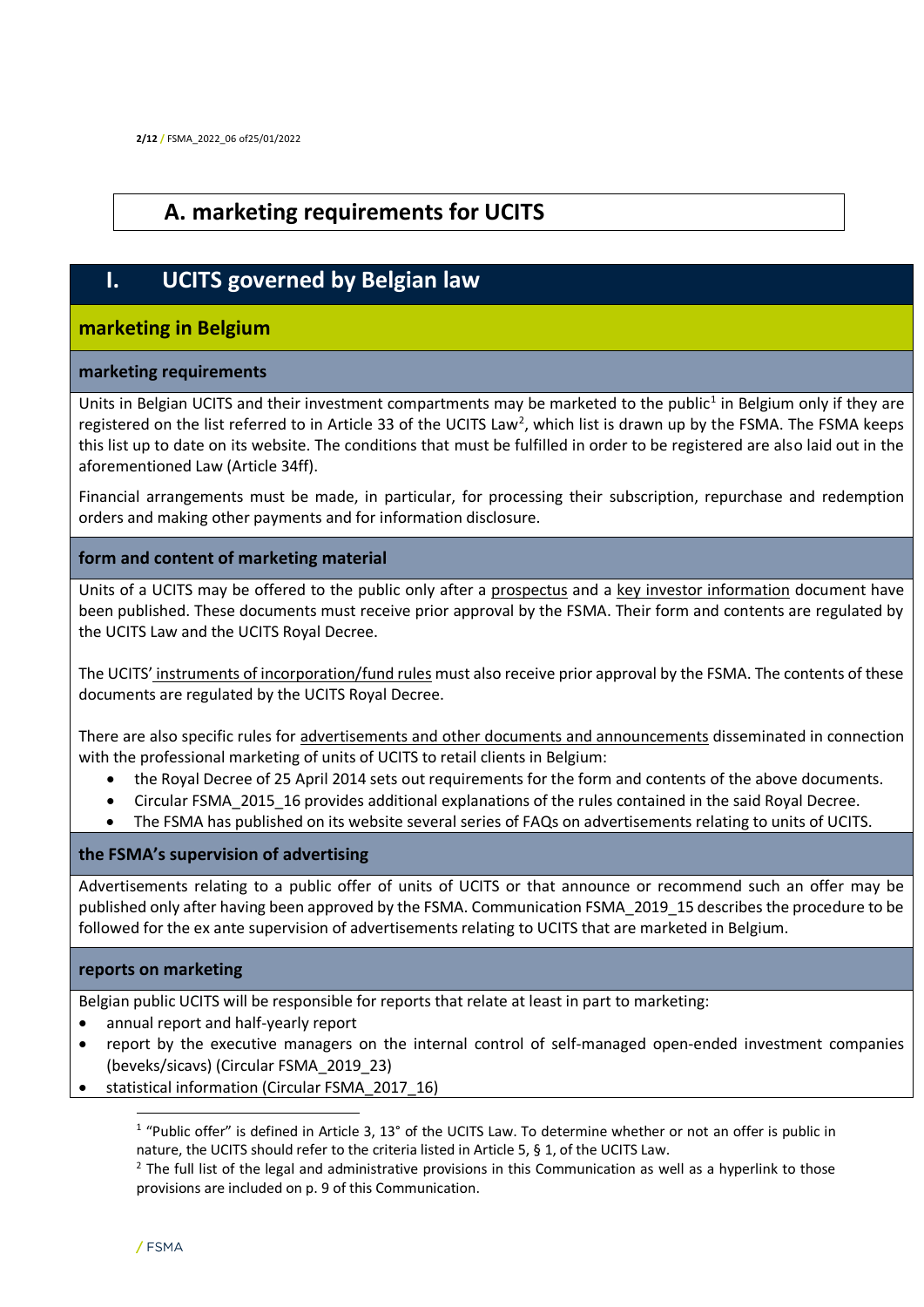# A. marketing requirements for UCITS

## I. UCITS governed by Belgian law

### marketing in Belgium

#### marketing requirements

Units in Belgian UCITS and their investment compartments may be marketed to the public[1] in Belgium only if they are registered on the list referred to in Article 33 of the UCITS Law[2], which list is drawn up by the FSMA. The FSMA keeps this list up to date on its website. The conditions that must be fulfilled in order to be registered are also laid out in the aforementioned Law (Article 34ff).

Financial arrangements must be made, in particular, for processing their subscription, repurchase and redemption orders and making other payments and for information disclosure.

#### form and content of marketing material

Units of a UCITS may be offered to the public only after a prospectus and a key investor information document have been published. These documents must receive prior approval by the FSMA. Their form and contents are regulated by the UCITS Law and the UCITS Royal Decree.

The UCITS' instruments of incorporation/fund rules must also receive prior approval by the FSMA. The contents of these documents are regulated by the UCITS Royal Decree.

There are also specific rules for advertisements and other documents and announcements disseminated in connection with the professional marketing of units of UCITS to retail clients in Belgium:

- the Royal Decree of 25 April 2014 sets out requirements for the form and contents of the above documents.
- Circular FSMA_2015_16 provides additional explanations of the rules contained in the said Royal Decree.
- The FSMA has published on its website several series of FAQs on advertisements relating to units of UCITS.

#### the FSMA's supervision of advertising

Advertisements relating to a public offer of units of UCITS or that announce or recommend such an offer may be published only after having been approved by the FSMA. Communication FSMA_2019_15 describes the procedure to be followed for the ex ante supervision of advertisements relating to UCITS that are marketed in Belgium.

#### reports on marketing

Belgian public UCITS will be responsible for reports that relate at least in part to marketing:

- annual report and half-yearly report
- report by the executive managers on the internal control of self-managed open-ended investment companies (beveks/sicavs) (Circular FSMA_2019_23)
- statistical information (Circular FSMA_2017_16)

---

[1] "Public offer" is defined in Article 3, 13° of the UCITS Law. To determine whether or not an offer is public in nature, the UCITS should refer to the criteria listed in Article 5, § 1, of the UCITS Law.

[2] The full list of the legal and administrative provisions in this Communication as well as a hyperlink to those provisions are included on p. 9 of this Communication.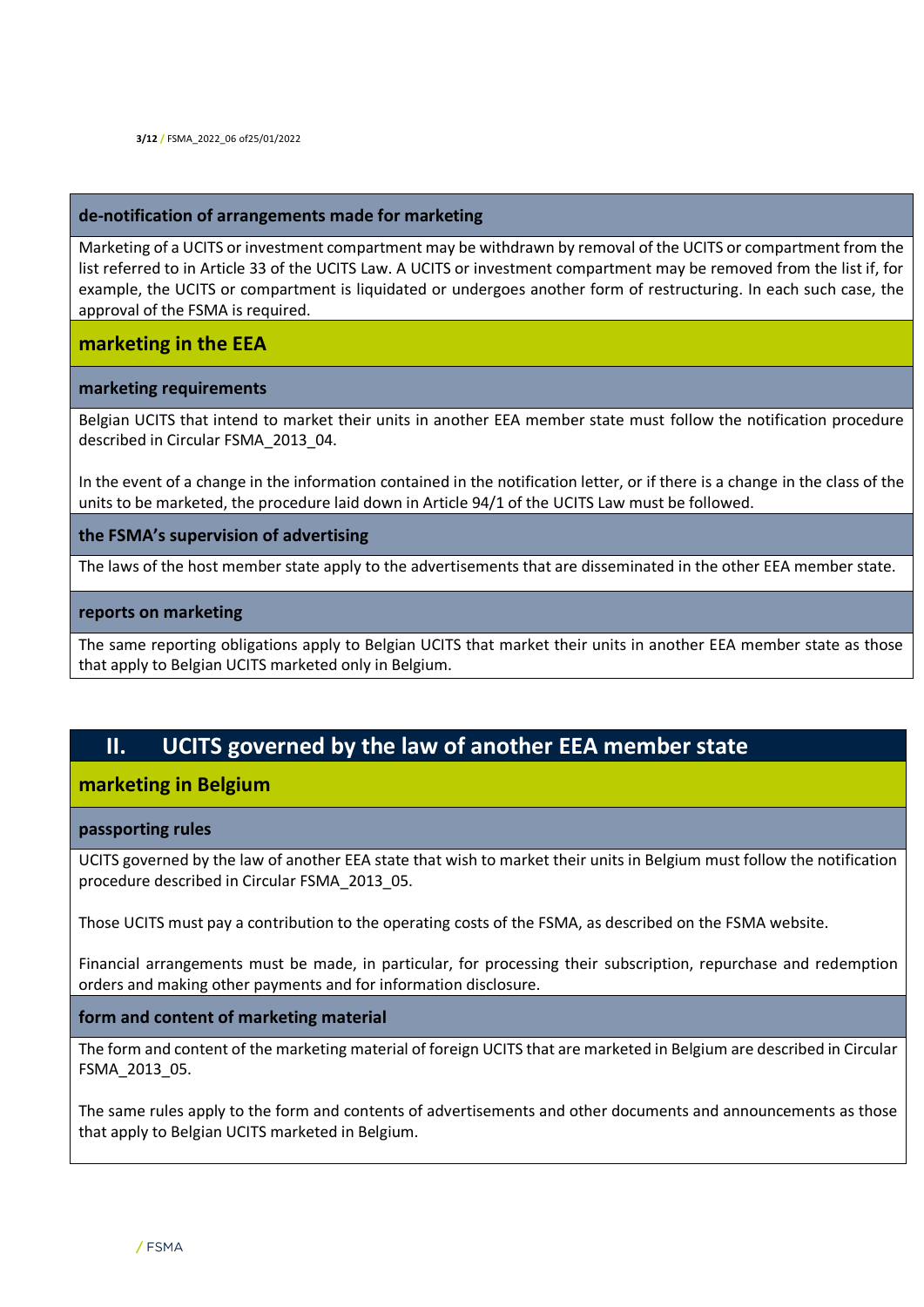#### de-notification of arrangements made for marketing

Marketing of a UCITS or investment compartment may be withdrawn by removal of the UCITS or compartment from the list referred to in Article 33 of the UCITS Law. A UCITS or investment compartment may be removed from the list if, for example, the UCITS or compartment is liquidated or undergoes another form of restructuring. In each such case, the approval of the FSMA is required.

### marketing in the EEA

#### marketing requirements

Belgian UCITS that intend to market their units in another EEA member state must follow the notification procedure described in Circular FSMA_2013_04.

In the event of a change in the information contained in the notification letter, or if there is a change in the class of the units to be marketed, the procedure laid down in Article 94/1 of the UCITS Law must be followed.

#### the FSMA's supervision of advertising

The laws of the host member state apply to the advertisements that are disseminated in the other EEA member state.

#### reports on marketing

The same reporting obligations apply to Belgian UCITS that market their units in another EEA member state as those that apply to Belgian UCITS marketed only in Belgium.

## II. UCITS governed by the law of another EEA member state

### marketing in Belgium

#### passporting rules

UCITS governed by the law of another EEA state that wish to market their units in Belgium must follow the notification procedure described in Circular FSMA_2013_05.

Those UCITS must pay a contribution to the operating costs of the FSMA, as described on the FSMA website.

Financial arrangements must be made, in particular, for processing their subscription, repurchase and redemption orders and making other payments and for information disclosure.

#### form and content of marketing material

The form and content of the marketing material of foreign UCITS that are marketed in Belgium are described in Circular FSMA_2013_05.

The same rules apply to the form and contents of advertisements and other documents and announcements as those that apply to Belgian UCITS marketed in Belgium.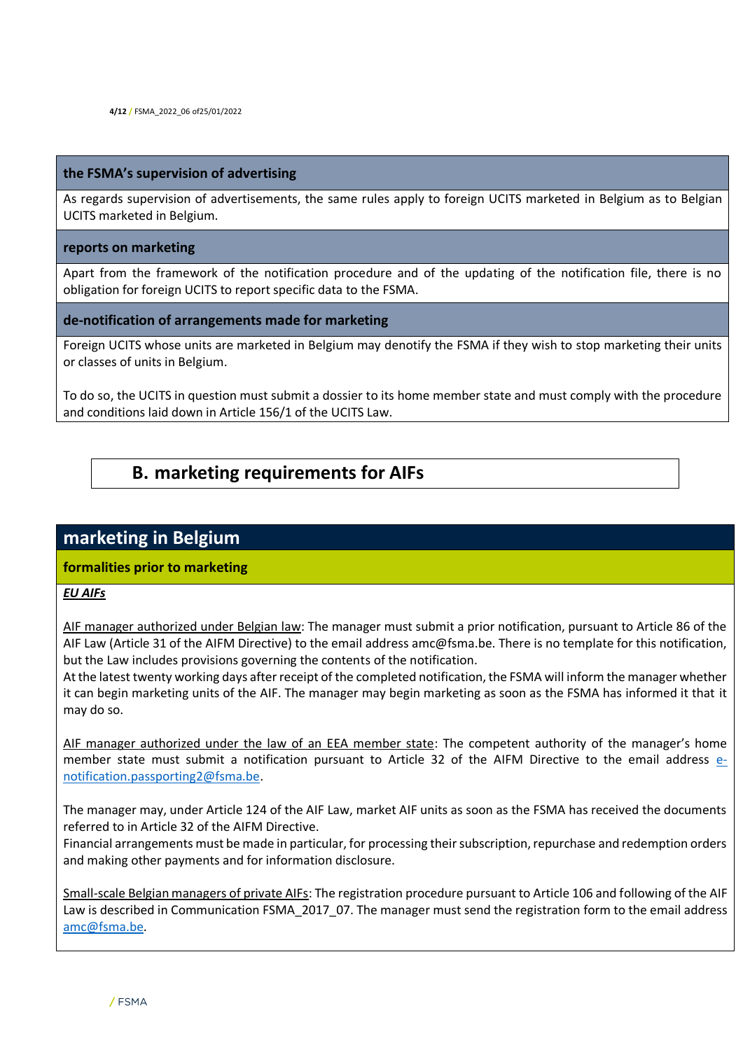### the FSMA's supervision of advertising

As regards supervision of advertisements, the same rules apply to foreign UCITS marketed in Belgium as to Belgian UCITS marketed in Belgium.

### reports on marketing

Apart from the framework of the notification procedure and of the updating of the notification file, there is no obligation for foreign UCITS to report specific data to the FSMA.

### de-notification of arrangements made for marketing

Foreign UCITS whose units are marketed in Belgium may denotify the FSMA if they wish to stop marketing their units or classes of units in Belgium.

To do so, the UCITS in question must submit a dossier to its home member state and must comply with the procedure and conditions laid down in Article 156/1 of the UCITS Law.

# B. marketing requirements for AIFs

## marketing in Belgium

### formalities prior to marketing

***EU AIFs***

AIF manager authorized under Belgian law: The manager must submit a prior notification, pursuant to Article 86 of the AIF Law (Article 31 of the AIFM Directive) to the email address amc@fsma.be. There is no template for this notification, but the Law includes provisions governing the contents of the notification.
At the latest twenty working days after receipt of the completed notification, the FSMA will inform the manager whether it can begin marketing units of the AIF. The manager may begin marketing as soon as the FSMA has informed it that it may do so.

AIF manager authorized under the law of an EEA member state: The competent authority of the manager's home member state must submit a notification pursuant to Article 32 of the AIFM Directive to the email address e-notification.passporting2@fsma.be.

The manager may, under Article 124 of the AIF Law, market AIF units as soon as the FSMA has received the documents referred to in Article 32 of the AIFM Directive.
Financial arrangements must be made in particular, for processing their subscription, repurchase and redemption orders and making other payments and for information disclosure.

Small-scale Belgian managers of private AIFs: The registration procedure pursuant to Article 106 and following of the AIF Law is described in Communication FSMA_2017_07. The manager must send the registration form to the email address amc@fsma.be.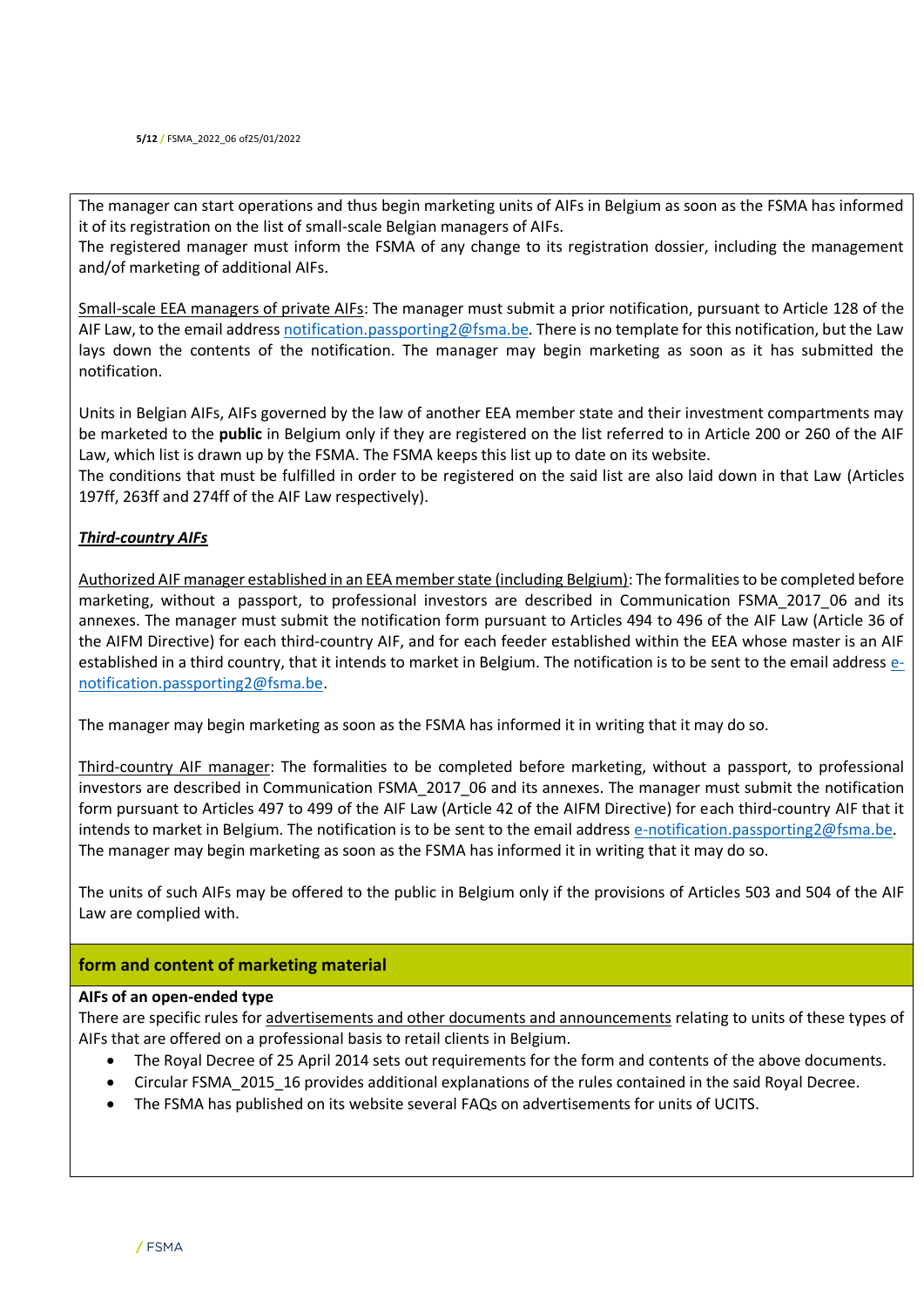The manager can start operations and thus begin marketing units of AIFs in Belgium as soon as the FSMA has informed it of its registration on the list of small-scale Belgian managers of AIFs.
The registered manager must inform the FSMA of any change to its registration dossier, including the management and/of marketing of additional AIFs.

Small-scale EEA managers of private AIFs: The manager must submit a prior notification, pursuant to Article 128 of the AIF Law, to the email address notification.passporting2@fsma.be. There is no template for this notification, but the Law lays down the contents of the notification. The manager may begin marketing as soon as it has submitted the notification.

Units in Belgian AIFs, AIFs governed by the law of another EEA member state and their investment compartments may be marketed to the **public** in Belgium only if they are registered on the list referred to in Article 200 or 260 of the AIF Law, which list is drawn up by the FSMA. The FSMA keeps this list up to date on its website.
The conditions that must be fulfilled in order to be registered on the said list are also laid down in that Law (Articles 197ff, 263ff and 274ff of the AIF Law respectively).

***Third-country AIFs***

Authorized AIF manager established in an EEA member state (including Belgium): The formalities to be completed before marketing, without a passport, to professional investors are described in Communication FSMA_2017_06 and its annexes. The manager must submit the notification form pursuant to Articles 494 to 496 of the AIF Law (Article 36 of the AIFM Directive) for each third-country AIF, and for each feeder established within the EEA whose master is an AIF established in a third country, that it intends to market in Belgium. The notification is to be sent to the email address e-notification.passporting2@fsma.be.

The manager may begin marketing as soon as the FSMA has informed it in writing that it may do so.

Third-country AIF manager: The formalities to be completed before marketing, without a passport, to professional investors are described in Communication FSMA_2017_06 and its annexes. The manager must submit the notification form pursuant to Articles 497 to 499 of the AIF Law (Article 42 of the AIFM Directive) for each third-country AIF that it intends to market in Belgium. The notification is to be sent to the email address e-notification.passporting2@fsma.be.
The manager may begin marketing as soon as the FSMA has informed it in writing that it may do so.

The units of such AIFs may be offered to the public in Belgium only if the provisions of Articles 503 and 504 of the AIF Law are complied with.

## form and content of marketing material

**AIFs of an open-ended type**
There are specific rules for advertisements and other documents and announcements relating to units of these types of AIFs that are offered on a professional basis to retail clients in Belgium.

- The Royal Decree of 25 April 2014 sets out requirements for the form and contents of the above documents.
- Circular FSMA_2015_16 provides additional explanations of the rules contained in the said Royal Decree.
- The FSMA has published on its website several FAQs on advertisements for units of UCITS.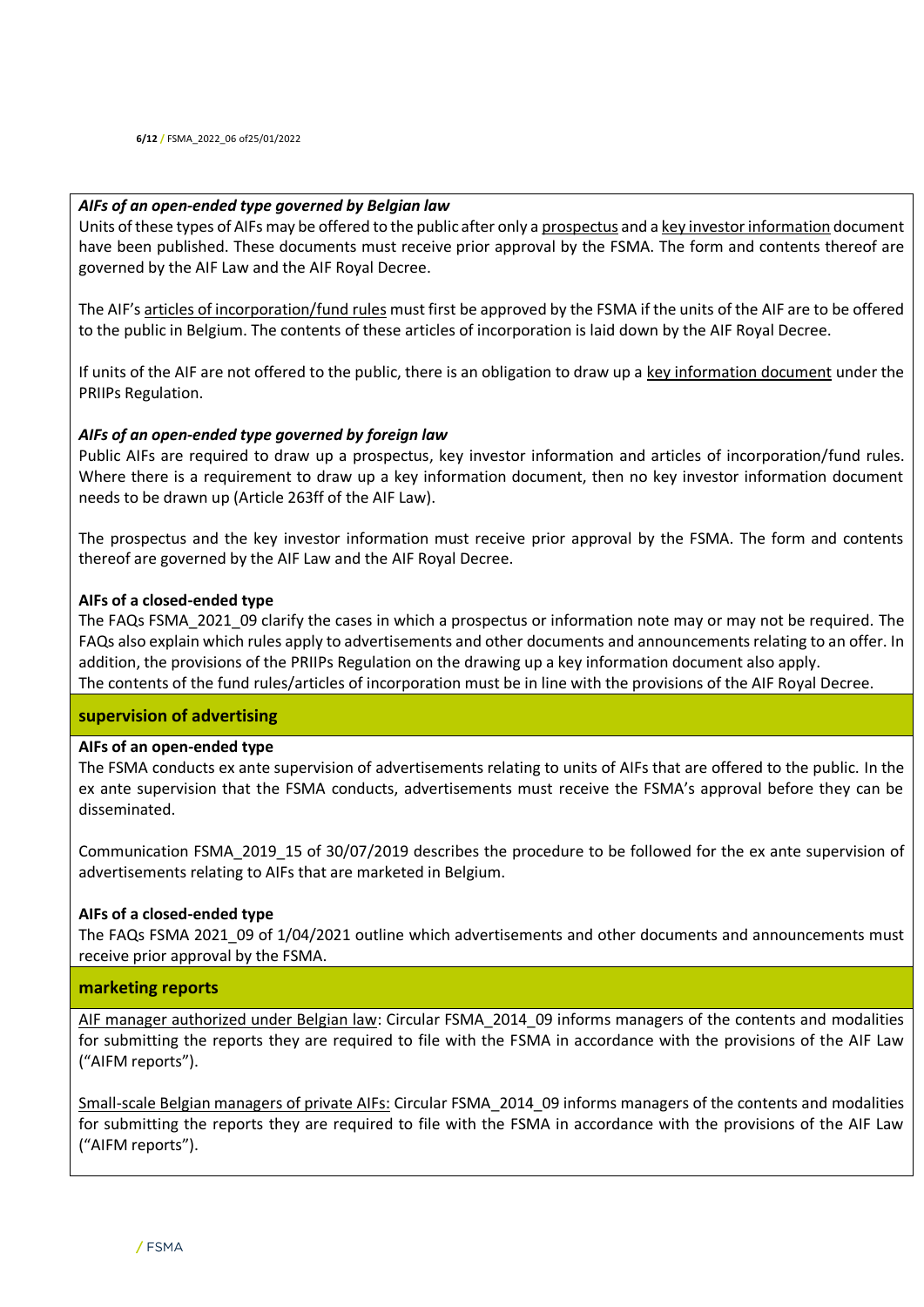***AIFs of an open-ended type governed by Belgian law***

Units of these types of AIFs may be offered to the public after only a prospectus and a key investor information document have been published. These documents must receive prior approval by the FSMA. The form and contents thereof are governed by the AIF Law and the AIF Royal Decree.

The AIF's articles of incorporation/fund rules must first be approved by the FSMA if the units of the AIF are to be offered to the public in Belgium. The contents of these articles of incorporation is laid down by the AIF Royal Decree.

If units of the AIF are not offered to the public, there is an obligation to draw up a key information document under the PRIIPs Regulation.

***AIFs of an open-ended type governed by foreign law***

Public AIFs are required to draw up a prospectus, key investor information and articles of incorporation/fund rules. Where there is a requirement to draw up a key information document, then no key investor information document needs to be drawn up (Article 263ff of the AIF Law).

The prospectus and the key investor information must receive prior approval by the FSMA. The form and contents thereof are governed by the AIF Law and the AIF Royal Decree.

**AIFs of a closed-ended type**

The FAQs FSMA_2021_09 clarify the cases in which a prospectus or information note may or may not be required. The FAQs also explain which rules apply to advertisements and other documents and announcements relating to an offer. In addition, the provisions of the PRIIPs Regulation on the drawing up a key information document also apply.
The contents of the fund rules/articles of incorporation must be in line with the provisions of the AIF Royal Decree.

## supervision of advertising

**AIFs of an open-ended type**

The FSMA conducts ex ante supervision of advertisements relating to units of AIFs that are offered to the public. In the ex ante supervision that the FSMA conducts, advertisements must receive the FSMA's approval before they can be disseminated.

Communication FSMA_2019_15 of 30/07/2019 describes the procedure to be followed for the ex ante supervision of advertisements relating to AIFs that are marketed in Belgium.

**AIFs of a closed-ended type**

The FAQs FSMA 2021_09 of 1/04/2021 outline which advertisements and other documents and announcements must receive prior approval by the FSMA.

## marketing reports

AIF manager authorized under Belgian law: Circular FSMA_2014_09 informs managers of the contents and modalities for submitting the reports they are required to file with the FSMA in accordance with the provisions of the AIF Law ("AIFM reports").

Small-scale Belgian managers of private AIFs: Circular FSMA_2014_09 informs managers of the contents and modalities for submitting the reports they are required to file with the FSMA in accordance with the provisions of the AIF Law ("AIFM reports").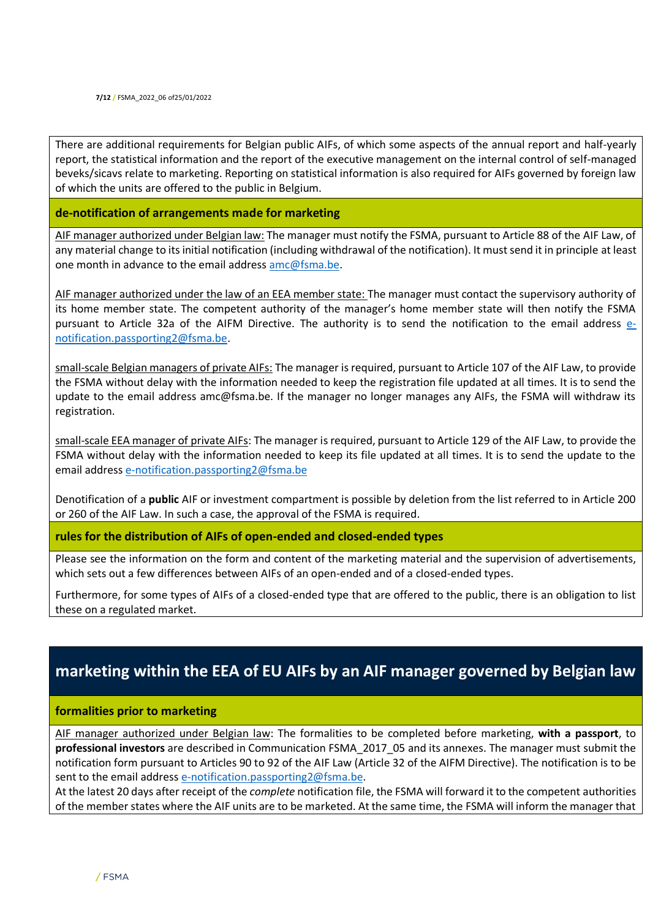There are additional requirements for Belgian public AIFs, of which some aspects of the annual report and half-yearly report, the statistical information and the report of the executive management on the internal control of self-managed beveks/sicavs relate to marketing. Reporting on statistical information is also required for AIFs governed by foreign law of which the units are offered to the public in Belgium.

### de-notification of arrangements made for marketing

AIF manager authorized under Belgian law: The manager must notify the FSMA, pursuant to Article 88 of the AIF Law, of any material change to its initial notification (including withdrawal of the notification). It must send it in principle at least one month in advance to the email address amc@fsma.be.

AIF manager authorized under the law of an EEA member state: The manager must contact the supervisory authority of its home member state. The competent authority of the manager's home member state will then notify the FSMA pursuant to Article 32a of the AIFM Directive. The authority is to send the notification to the email address e-notification.passporting2@fsma.be.

small-scale Belgian managers of private AIFs: The manager is required, pursuant to Article 107 of the AIF Law, to provide the FSMA without delay with the information needed to keep the registration file updated at all times. It is to send the update to the email address amc@fsma.be. If the manager no longer manages any AIFs, the FSMA will withdraw its registration.

small-scale EEA manager of private AIFs: The manager is required, pursuant to Article 129 of the AIF Law, to provide the FSMA without delay with the information needed to keep its file updated at all times. It is to send the update to the email address e-notification.passporting2@fsma.be

Denotification of a **public** AIF or investment compartment is possible by deletion from the list referred to in Article 200 or 260 of the AIF Law. In such a case, the approval of the FSMA is required.

### rules for the distribution of AIFs of open-ended and closed-ended types

Please see the information on the form and content of the marketing material and the supervision of advertisements, which sets out a few differences between AIFs of an open-ended and of a closed-ended types.

Furthermore, for some types of AIFs of a closed-ended type that are offered to the public, there is an obligation to list these on a regulated market.

## marketing within the EEA of EU AIFs by an AIF manager governed by Belgian law

### formalities prior to marketing

AIF manager authorized under Belgian law: The formalities to be completed before marketing, **with a passport**, to **professional investors** are described in Communication FSMA_2017_05 and its annexes. The manager must submit the notification form pursuant to Articles 90 to 92 of the AIF Law (Article 32 of the AIFM Directive). The notification is to be sent to the email address e-notification.passporting2@fsma.be.
At the latest 20 days after receipt of the *complete* notification file, the FSMA will forward it to the competent authorities of the member states where the AIF units are to be marketed. At the same time, the FSMA will inform the manager that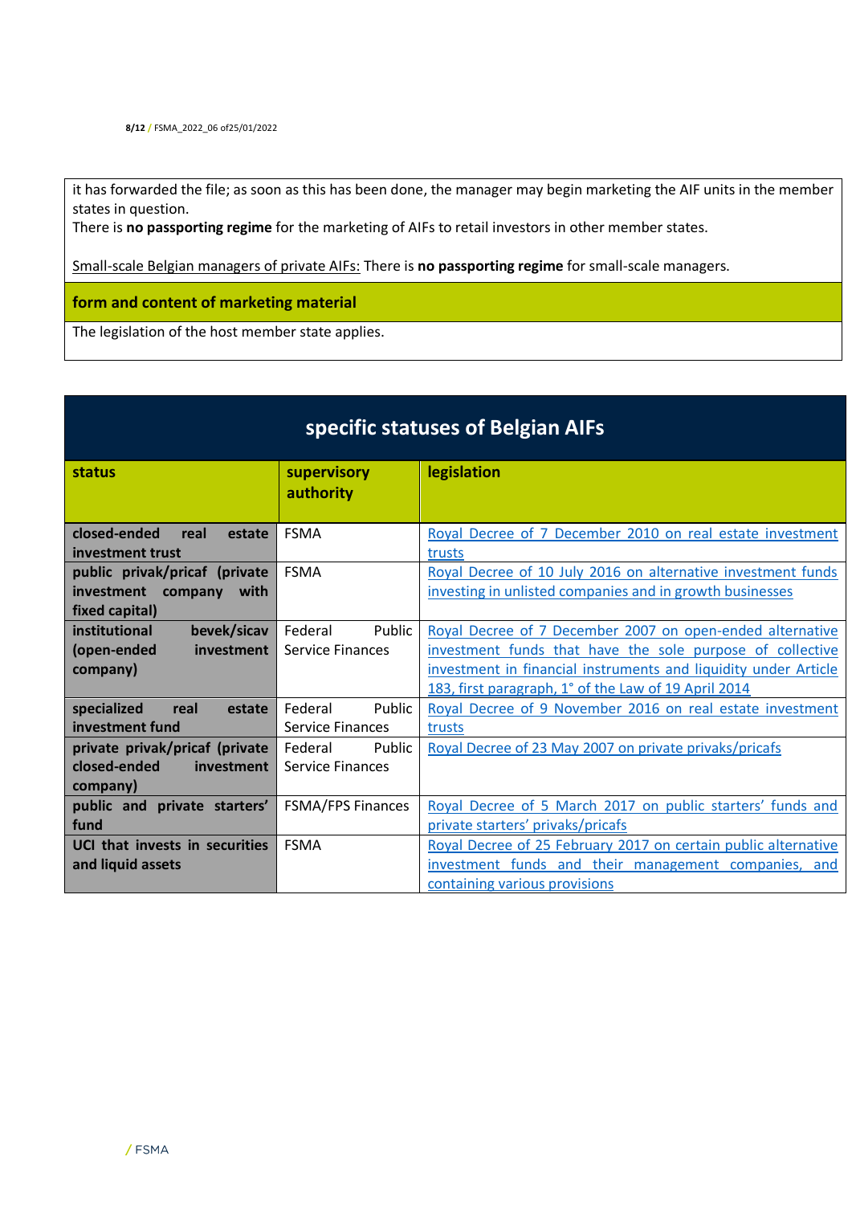it has forwarded the file; as soon as this has been done, the manager may begin marketing the AIF units in the member states in question.
There is **no passporting regime** for the marketing of AIFs to retail investors in other member states.

Small-scale Belgian managers of private AIFs: There is **no passporting regime** for small-scale managers.

**form and content of marketing material**

The legislation of the host member state applies.

## specific statuses of Belgian AIFs

| status | supervisory authority | legislation |
|---|---|---|
| **closed-ended real estate investment trust** | FSMA | Royal Decree of 7 December 2010 on real estate investment trusts |
| **public privak/pricaf (private investment company with fixed capital)** | FSMA | Royal Decree of 10 July 2016 on alternative investment funds investing in unlisted companies and in growth businesses |
| **institutional bevek/sicav (open-ended investment company)** | Federal Public Service Finances | Royal Decree of 7 December 2007 on open-ended alternative investment funds that have the sole purpose of collective investment in financial instruments and liquidity under Article 183, first paragraph, 1° of the Law of 19 April 2014 |
| **specialized real estate investment fund** | Federal Public Service Finances | Royal Decree of 9 November 2016 on real estate investment trusts |
| **private privak/pricaf (private closed-ended investment company)** | Federal Public Service Finances | Royal Decree of 23 May 2007 on private privaks/pricafs |
| **public and private starters' fund** | FSMA/FPS Finances | Royal Decree of 5 March 2017 on public starters' funds and private starters' privaks/pricafs |
| **UCI that invests in securities and liquid assets** | FSMA | Royal Decree of 25 February 2017 on certain public alternative investment funds and their management companies, and containing various provisions |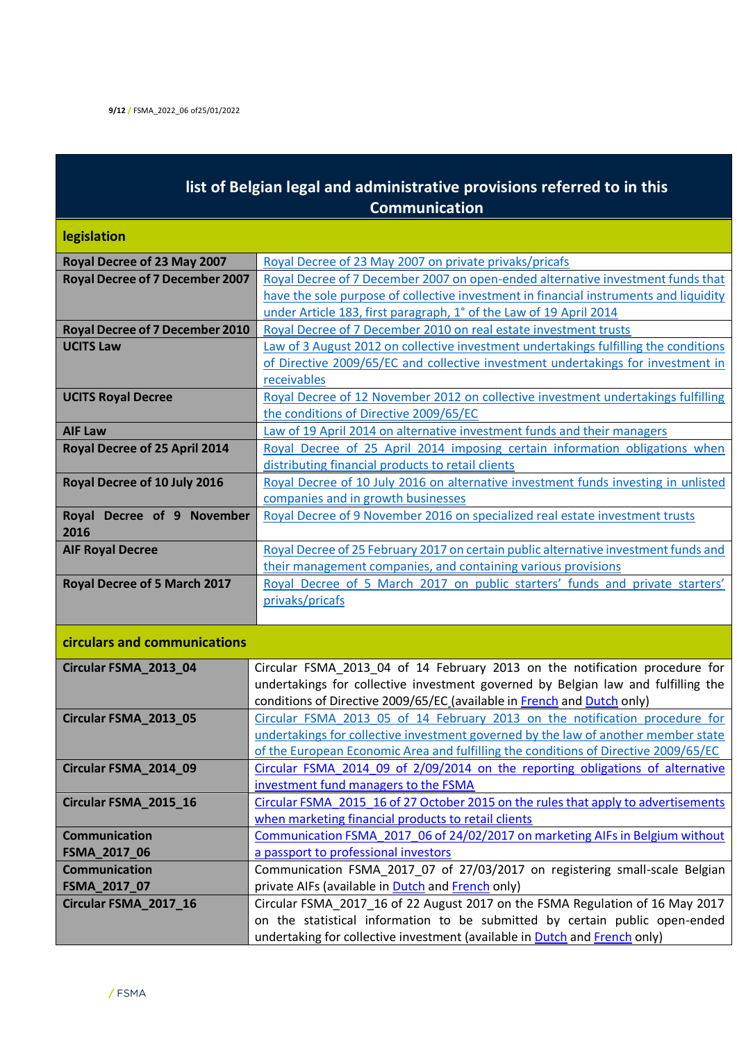## list of Belgian legal and administrative provisions referred to in this Communication

| | |
|---|---|
| **legislation** | |
| **Royal Decree of 23 May 2007** | Royal Decree of 23 May 2007 on private privaks/pricafs |
| **Royal Decree of 7 December 2007** | Royal Decree of 7 December 2007 on open-ended alternative investment funds that have the sole purpose of collective investment in financial instruments and liquidity under Article 183, first paragraph, 1° of the Law of 19 April 2014 |
| **Royal Decree of 7 December 2010** | Royal Decree of 7 December 2010 on real estate investment trusts |
| **UCITS Law** | Law of 3 August 2012 on collective investment undertakings fulfilling the conditions of Directive 2009/65/EC and collective investment undertakings for investment in receivables |
| **UCITS Royal Decree** | Royal Decree of 12 November 2012 on collective investment undertakings fulfilling the conditions of Directive 2009/65/EC |
| **AIF Law** | Law of 19 April 2014 on alternative investment funds and their managers |
| **Royal Decree of 25 April 2014** | Royal Decree of 25 April 2014 imposing certain information obligations when distributing financial products to retail clients |
| **Royal Decree of 10 July 2016** | Royal Decree of 10 July 2016 on alternative investment funds investing in unlisted companies and in growth businesses |
| **Royal Decree of 9 November 2016** | Royal Decree of 9 November 2016 on specialized real estate investment trusts |
| **AIF Royal Decree** | Royal Decree of 25 February 2017 on certain public alternative investment funds and their management companies, and containing various provisions |
| **Royal Decree of 5 March 2017** | Royal Decree of 5 March 2017 on public starters' funds and private starters' privaks/pricafs |
| **circulars and communications** | |
| **Circular FSMA_2013_04** | Circular FSMA_2013_04 of 14 February 2013 on the notification procedure for undertakings for collective investment governed by Belgian law and fulfilling the conditions of Directive 2009/65/EC (available in French and Dutch only) |
| **Circular FSMA_2013_05** | Circular FSMA_2013_05 of 14 February 2013 on the notification procedure for undertakings for collective investment governed by the law of another member state of the European Economic Area and fulfilling the conditions of Directive 2009/65/EC |
| **Circular FSMA_2014_09** | Circular FSMA_2014_09 of 2/09/2014 on the reporting obligations of alternative investment fund managers to the FSMA |
| **Circular FSMA_2015_16** | Circular FSMA_2015_16 of 27 October 2015 on the rules that apply to advertisements when marketing financial products to retail clients |
| **Communication FSMA_2017_06** | Communication FSMA_2017_06 of 24/02/2017 on marketing AIFs in Belgium without a passport to professional investors |
| **Communication FSMA_2017_07** | Communication FSMA_2017_07 of 27/03/2017 on registering small-scale Belgian private AIFs (available in Dutch and French only) |
| **Circular FSMA_2017_16** | Circular FSMA_2017_16 of 22 August 2017 on the FSMA Regulation of 16 May 2017 on the statistical information to be submitted by certain public open-ended undertaking for collective investment (available in Dutch and French only) |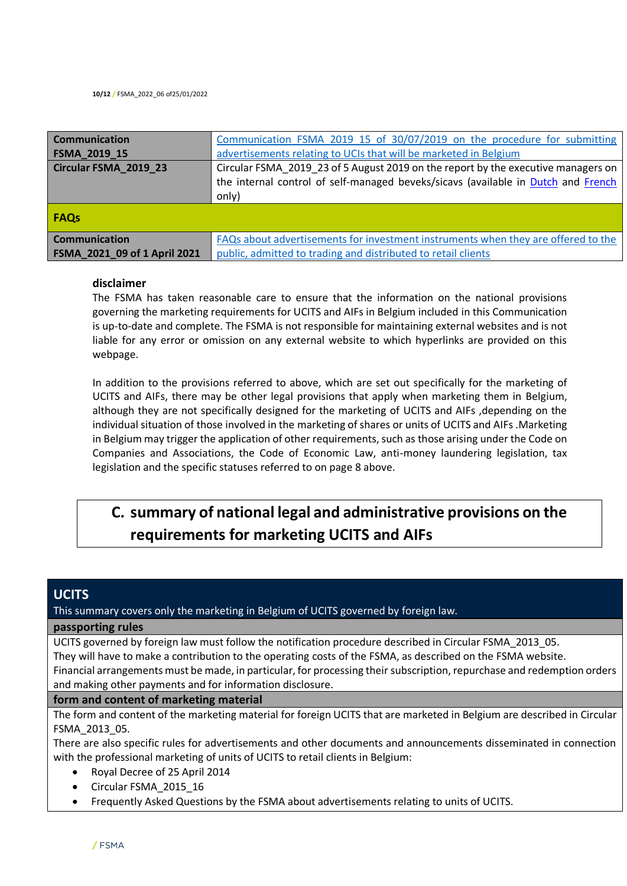| | |
|---|---|
| **Communication FSMA_2019_15** | Communication FSMA 2019 15 of 30/07/2019 on the procedure for submitting advertisements relating to UCIs that will be marketed in Belgium |
| **Circular FSMA_2019_23** | Circular FSMA_2019_23 of 5 August 2019 on the report by the executive managers on the internal control of self-managed beveks/sicavs (available in Dutch and French only) |
| **FAQs** | |
| **Communication FSMA_2021_09 of 1 April 2021** | FAQs about advertisements for investment instruments when they are offered to the public, admitted to trading and distributed to retail clients |

**disclaimer**

The FSMA has taken reasonable care to ensure that the information on the national provisions governing the marketing requirements for UCITS and AIFs in Belgium included in this Communication is up-to-date and complete. The FSMA is not responsible for maintaining external websites and is not liable for any error or omission on any external website to which hyperlinks are provided on this webpage.

In addition to the provisions referred to above, which are set out specifically for the marketing of UCITS and AIFs, there may be other legal provisions that apply when marketing them in Belgium, although they are not specifically designed for the marketing of UCITS and AIFs ,depending on the individual situation of those involved in the marketing of shares or units of UCITS and AIFs .Marketing in Belgium may trigger the application of other requirements, such as those arising under the Code on Companies and Associations, the Code of Economic Law, anti-money laundering legislation, tax legislation and the specific statuses referred to on page 8 above.

# C. summary of national legal and administrative provisions on the requirements for marketing UCITS and AIFs

## UCITS

This summary covers only the marketing in Belgium of UCITS governed by foreign law.

### passporting rules

UCITS governed by foreign law must follow the notification procedure described in Circular FSMA_2013_05.
They will have to make a contribution to the operating costs of the FSMA, as described on the FSMA website.
Financial arrangements must be made, in particular, for processing their subscription, repurchase and redemption orders and making other payments and for information disclosure.

### form and content of marketing material

The form and content of the marketing material for foreign UCITS that are marketed in Belgium are described in Circular FSMA_2013_05.
There are also specific rules for advertisements and other documents and announcements disseminated in connection with the professional marketing of units of UCITS to retail clients in Belgium:

- Royal Decree of 25 April 2014
- Circular FSMA_2015_16
- Frequently Asked Questions by the FSMA about advertisements relating to units of UCITS.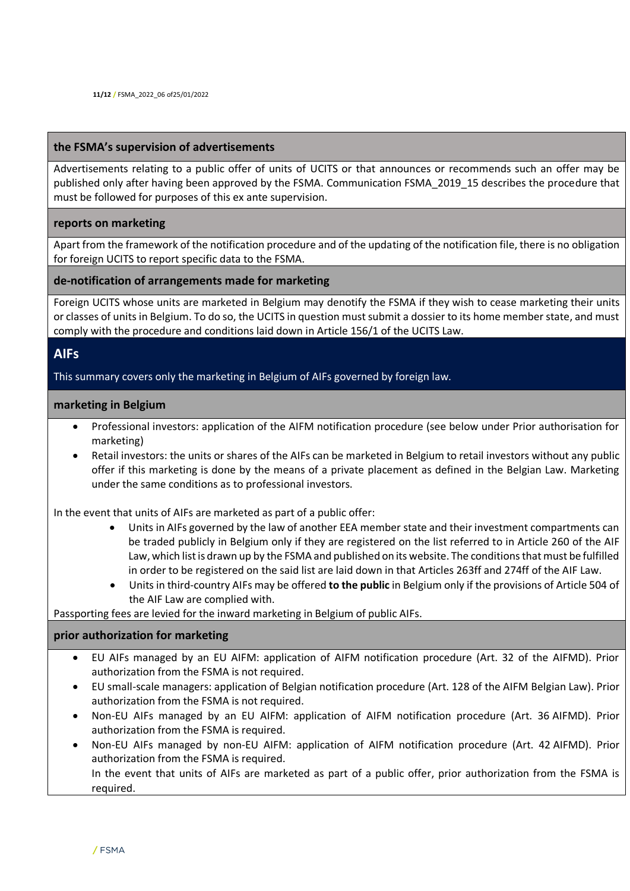### the FSMA's supervision of advertisements

Advertisements relating to a public offer of units of UCITS or that announces or recommends such an offer may be published only after having been approved by the FSMA. Communication FSMA_2019_15 describes the procedure that must be followed for purposes of this ex ante supervision.

### reports on marketing

Apart from the framework of the notification procedure and of the updating of the notification file, there is no obligation for foreign UCITS to report specific data to the FSMA.

### de-notification of arrangements made for marketing

Foreign UCITS whose units are marketed in Belgium may denotify the FSMA if they wish to cease marketing their units or classes of units in Belgium. To do so, the UCITS in question must submit a dossier to its home member state, and must comply with the procedure and conditions laid down in Article 156/1 of the UCITS Law.

## AIFs

This summary covers only the marketing in Belgium of AIFs governed by foreign law.

### marketing in Belgium

- Professional investors: application of the AIFM notification procedure (see below under Prior authorisation for marketing)
- Retail investors: the units or shares of the AIFs can be marketed in Belgium to retail investors without any public offer if this marketing is done by the means of a private placement as defined in the Belgian Law. Marketing under the same conditions as to professional investors.

In the event that units of AIFs are marketed as part of a public offer:

- Units in AIFs governed by the law of another EEA member state and their investment compartments can be traded publicly in Belgium only if they are registered on the list referred to in Article 260 of the AIF Law, which list is drawn up by the FSMA and published on its website. The conditions that must be fulfilled in order to be registered on the said list are laid down in that Articles 263ff and 274ff of the AIF Law.
- Units in third-country AIFs may be offered **to the public** in Belgium only if the provisions of Article 504 of the AIF Law are complied with.

Passporting fees are levied for the inward marketing in Belgium of public AIFs.

### prior authorization for marketing

- EU AIFs managed by an EU AIFM: application of AIFM notification procedure (Art. 32 of the AIFMD). Prior authorization from the FSMA is not required.
- EU small-scale managers: application of Belgian notification procedure (Art. 128 of the AIFM Belgian Law). Prior authorization from the FSMA is not required.
- Non-EU AIFs managed by an EU AIFM: application of AIFM notification procedure (Art. 36 AIFMD). Prior authorization from the FSMA is required.
- Non-EU AIFs managed by non-EU AIFM: application of AIFM notification procedure (Art. 42 AIFMD). Prior authorization from the FSMA is required.
  In the event that units of AIFs are marketed as part of a public offer, prior authorization from the FSMA is required.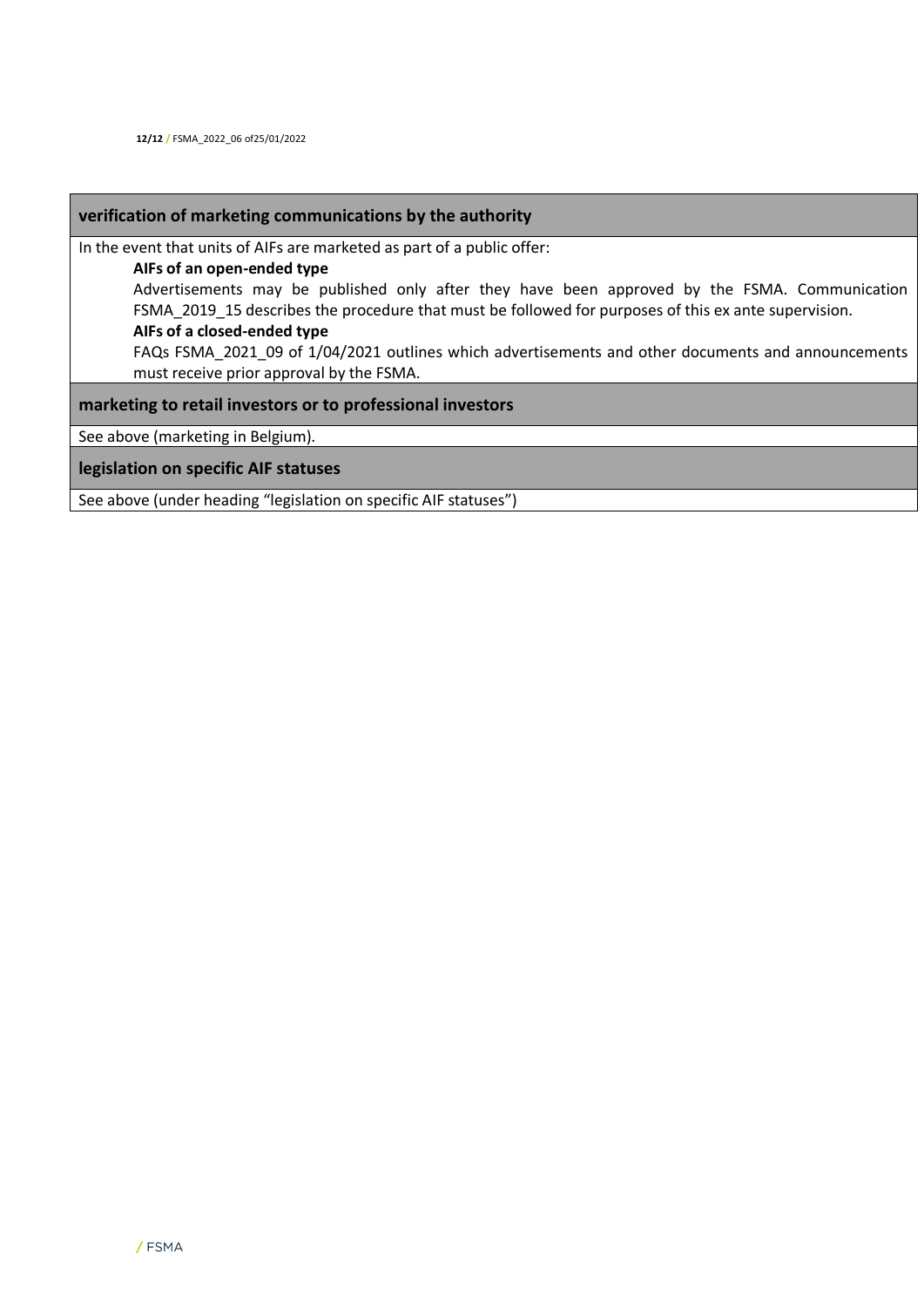| verification of marketing communications by the authority |
|---|
| In the event that units of AIFs are marketed as part of a public offer:<br>**AIFs of an open-ended type**<br>Advertisements may be published only after they have been approved by the FSMA. Communication FSMA_2019_15 describes the procedure that must be followed for purposes of this ex ante supervision.<br>**AIFs of a closed-ended type**<br>FAQs FSMA_2021_09 of 1/04/2021 outlines which advertisements and other documents and announcements must receive prior approval by the FSMA. |
| **marketing to retail investors or to professional investors** |
| See above (marketing in Belgium). |
| **legislation on specific AIF statuses** |
| See above (under heading “legislation on specific AIF statuses”) |